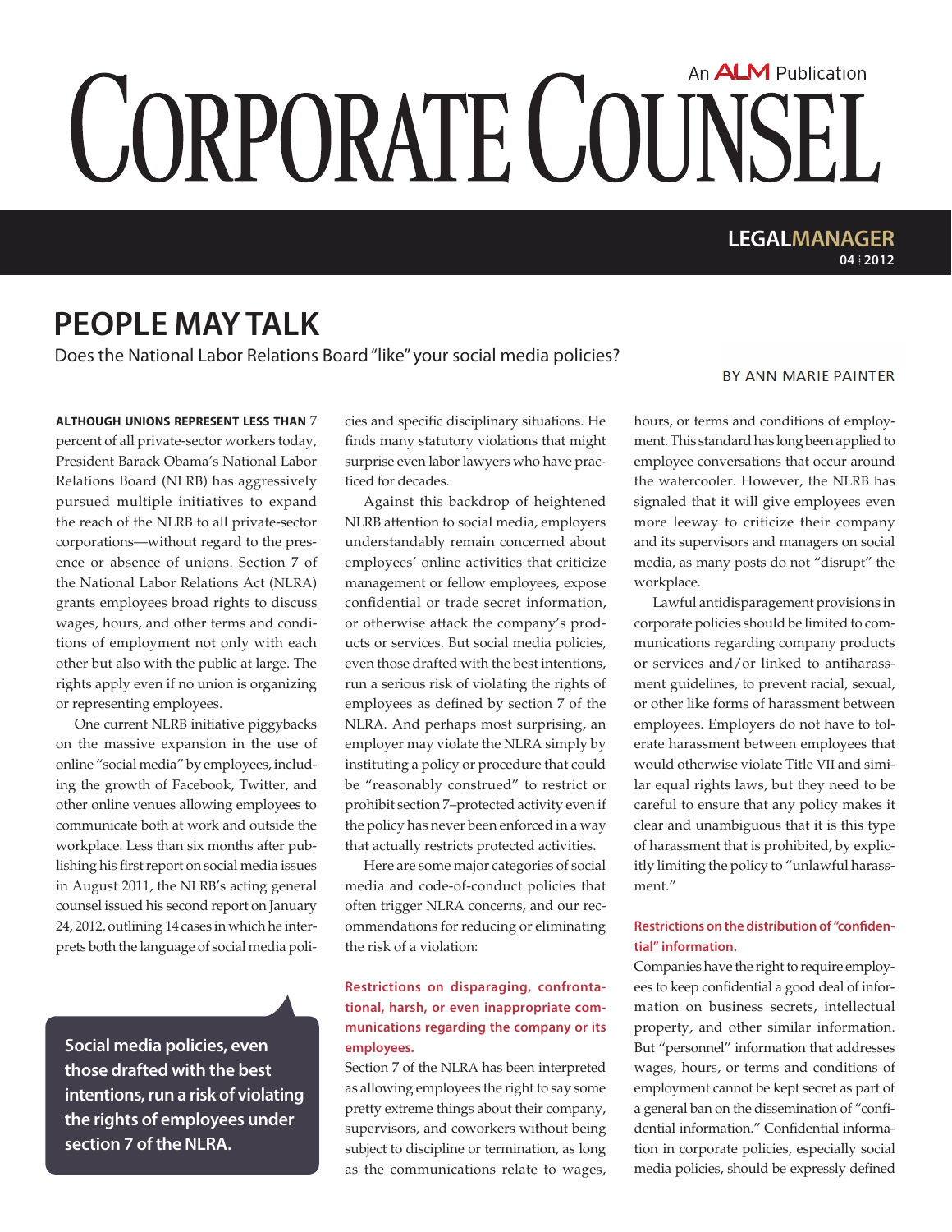# CORPORATE COUNSEL

An ALM Publication

LEGALMANAGER 04 | 2012

## PEOPLE MAY TALK

Does the National Labor Relations Board "like" your social media policies?

BY ANN MARIE PAINTER

**ALTHOUGH UNIONS REPRESENT LESS THAN** 7 percent of all private-sector workers today, President Barack Obama's National Labor Relations Board (NLRB) has aggressively pursued multiple initiatives to expand the reach of the NLRB to all private-sector corporations—without regard to the presence or absence of unions. Section 7 of the National Labor Relations Act (NLRA) grants employees broad rights to discuss wages, hours, and other terms and conditions of employment not only with each other but also with the public at large. The rights apply even if no union is organizing or representing employees.

One current NLRB initiative piggybacks on the massive expansion in the use of online "social media" by employees, including the growth of Facebook, Twitter, and other online venues allowing employees to communicate both at work and outside the workplace. Less than six months after publishing his first report on social media issues in August 2011, the NLRB's acting general counsel issued his second report on January 24, 2012, outlining 14 cases in which he interprets both the language of social media policies and specific disciplinary situations. He finds many statutory violations that might surprise even labor lawyers who have practiced for decades.

Against this backdrop of heightened NLRB attention to social media, employers understandably remain concerned about employees' online activities that criticize management or fellow employees, expose confidential or trade secret information, or otherwise attack the company's products or services. But social media policies, even those drafted with the best intentions, run a serious risk of violating the rights of employees as defined by section 7 of the NLRA. And perhaps most surprising, an employer may violate the NLRA simply by instituting a policy or procedure that could be "reasonably construed" to restrict or prohibit section 7–protected activity even if the policy has never been enforced in a way that actually restricts protected activities.

Here are some major categories of social media and code-of-conduct policies that often trigger NLRA concerns, and our recommendations for reducing or eliminating the risk of a violation:

> **Social media policies, even those drafted with the best intentions, run a risk of violating the rights of employees under section 7 of the NLRA.**

### Restrictions on disparaging, confrontational, harsh, or even inappropriate communications regarding the company or its employees.

Section 7 of the NLRA has been interpreted as allowing employees the right to say some pretty extreme things about their company, supervisors, and coworkers without being subject to discipline or termination, as long as the communications relate to wages, hours, or terms and conditions of employment. This standard has long been applied to employee conversations that occur around the watercooler. However, the NLRB has signaled that it will give employees even more leeway to criticize their company and its supervisors and managers on social media, as many posts do not "disrupt" the workplace.

Lawful antidisparagement provisions in corporate policies should be limited to communications regarding company products or services and/or linked to antiharassment guidelines, to prevent racial, sexual, or other like forms of harassment between employees. Employers do not have to tolerate harassment between employees that would otherwise violate Title VII and similar equal rights laws, but they need to be careful to ensure that any policy makes it clear and unambiguous that it is this type of harassment that is prohibited, by explicitly limiting the policy to "unlawful harassment."

### Restrictions on the distribution of "confidential" information.

Companies have the right to require employees to keep confidential a good deal of information on business secrets, intellectual property, and other similar information. But "personnel" information that addresses wages, hours, or terms and conditions of employment cannot be kept secret as part of a general ban on the dissemination of "confidential information." Confidential information in corporate policies, especially social media policies, should be expressly defined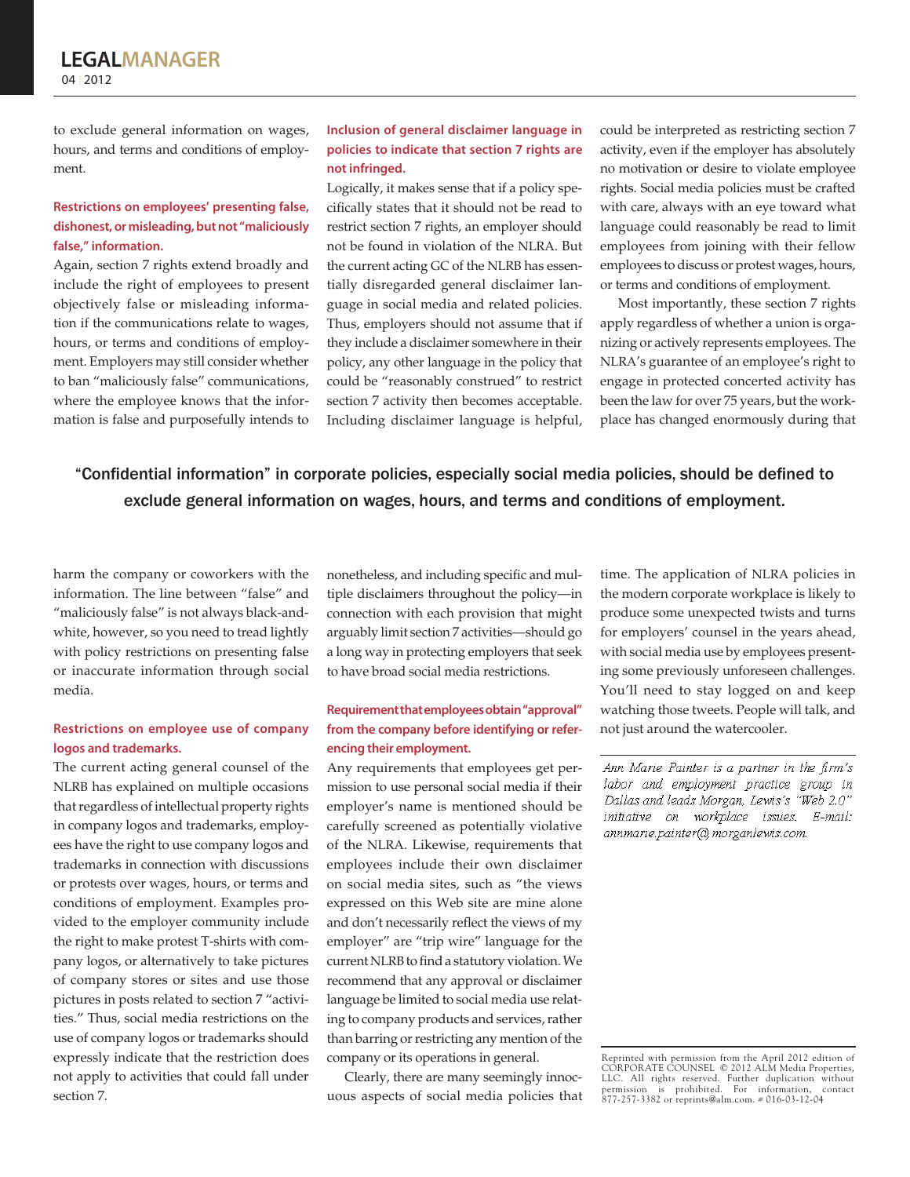to exclude general information on wages, hours, and terms and conditions of employment.

### Restrictions on employees' presenting false, dishonest, or misleading, but not "maliciously false," information.

Again, section 7 rights extend broadly and include the right of employees to present objectively false or misleading information if the communications relate to wages, hours, or terms and conditions of employment. Employers may still consider whether to ban "maliciously false" communications, where the employee knows that the information is false and purposefully intends to harm the company or coworkers with the information. The line between "false" and "maliciously false" is not always black-and-white, however, so you need to tread lightly with policy restrictions on presenting false or inaccurate information through social media.

### Restrictions on employee use of company logos and trademarks.

The current acting general counsel of the NLRB has explained on multiple occasions that regardless of intellectual property rights in company logos and trademarks, employees have the right to use company logos and trademarks in connection with discussions or protests over wages, hours, or terms and conditions of employment. Examples provided to the employer community include the right to make protest T-shirts with company logos, or alternatively to take pictures of company stores or sites and use those pictures in posts related to section 7 "activities." Thus, social media restrictions on the use of company logos or trademarks should expressly indicate that the restriction does not apply to activities that could fall under section 7.

### Inclusion of general disclaimer language in policies to indicate that section 7 rights are not infringed.

Logically, it makes sense that if a policy specifically states that it should not be read to restrict section 7 rights, an employer should not be found in violation of the NLRA. But the current acting GC of the NLRB has essentially disregarded general disclaimer language in social media and related policies. Thus, employers should not assume that if they include a disclaimer somewhere in their policy, any other language in the policy that could be "reasonably construed" to restrict section 7 activity then becomes acceptable. Including disclaimer language is helpful, nonetheless, and including specific and multiple disclaimers throughout the policy—in connection with each provision that might arguably limit section 7 activities—should go a long way in protecting employers that seek to have broad social media restrictions.

### Requirement that employees obtain "approval" from the company before identifying or referencing their employment.

Any requirements that employees get permission to use personal social media if their employer's name is mentioned should be carefully screened as potentially violative of the NLRA. Likewise, requirements that employees include their own disclaimer on social media sites, such as "the views expressed on this Web site are mine alone and don't necessarily reflect the views of my employer" are "trip wire" language for the current NLRB to find a statutory violation. We recommend that any approval or disclaimer language be limited to social media use relating to company products and services, rather than barring or restricting any mention of the company or its operations in general.

Clearly, there are many seemingly innocuous aspects of social media policies that could be interpreted as restricting section 7 activity, even if the employer has absolutely no motivation or desire to violate employee rights. Social media policies must be crafted with care, always with an eye toward what language could reasonably be read to limit employees from joining with their fellow employees to discuss or protest wages, hours, or terms and conditions of employment.

Most importantly, these section 7 rights apply regardless of whether a union is organizing or actively represents employees. The NLRA's guarantee of an employee's right to engage in protected concerted activity has been the law for over 75 years, but the workplace has changed enormously during that time. The application of NLRA policies in the modern corporate workplace is likely to produce some unexpected twists and turns for employers' counsel in the years ahead, with social media use by employees presenting some previously unforeseen challenges. You'll need to stay logged on and keep watching those tweets. People will talk, and not just around the watercooler.

> "Confidential information" in corporate policies, especially social media policies, should be defined to exclude general information on wages, hours, and terms and conditions of employment.

*Ann Marie Painter is a partner in the firm's labor and employment practice group in Dallas and leads Morgan, Lewis's "Web 2.0" initiative on workplace issues. E-mail: annmarie.painter@morganlewis.com.*

Reprinted with permission from the April 2012 edition of CORPORATE COUNSEL © 2012 ALM Media Properties, LLC. All rights reserved. Further duplication without permission is prohibited. For information, contact 877-257-3382 or reprints@alm.com. # 016-03-12-04